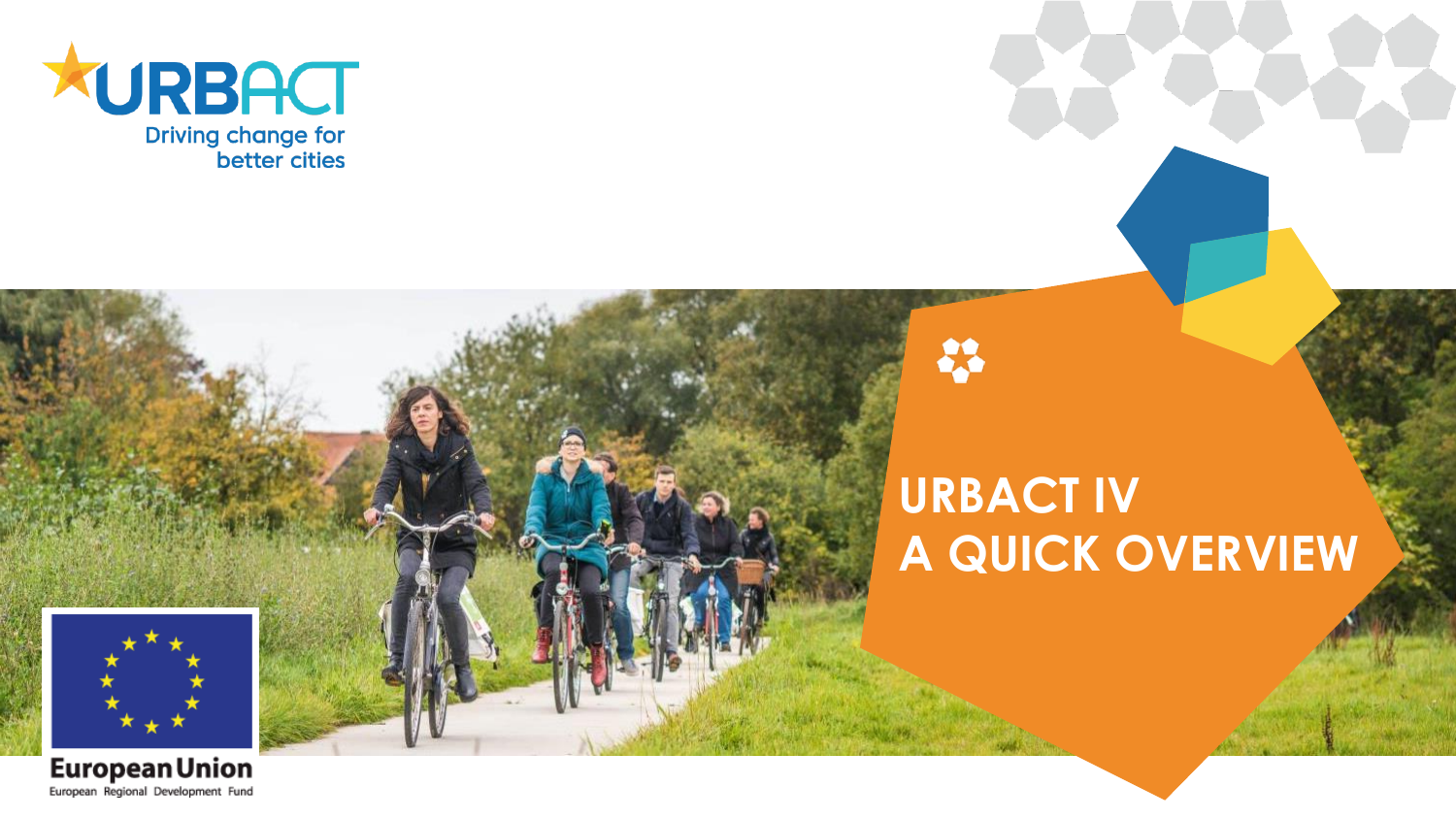URBACT

Driving change for better cities

# URBACT IV
# A QUICK OVERVIEW

European Union

European Regional Development Fund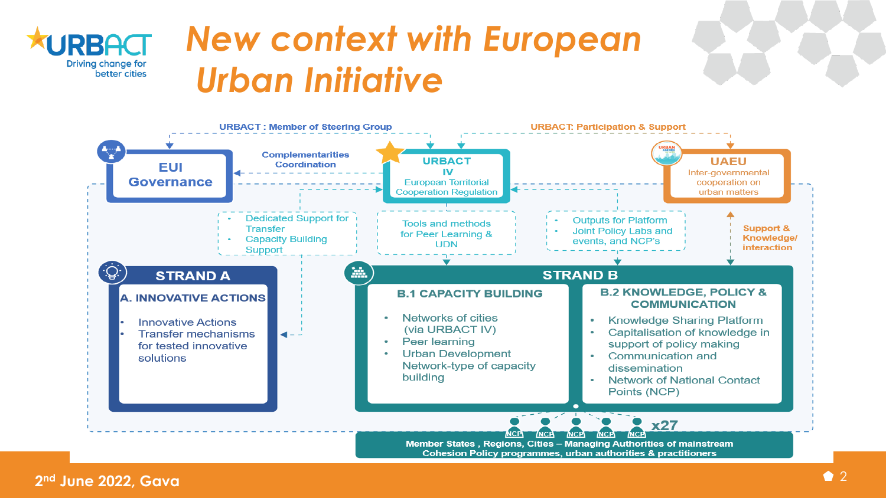# New context with European Urban Initiative

URBACT : Member of Steering Group

URBACT: Participation & Support

## EUI Governance

Complementarities
Coordination

## URBACT IV

European Territorial Cooperation Regulation

## UAEU

Inter-governmental cooperation on urban matters

- Dedicated Support for Transfer
- Capacity Building Support

Tools and methods for Peer Learning & UDN

- Outputs for Platform
- Joint Policy Labs and events, and NCP's

Support & Knowledge/ interaction

## STRAND A

### A. INNOVATIVE ACTIONS

- Innovative Actions
- Transfer mechanisms for tested innovative solutions

## STRAND B

### B.1 CAPACITY BUILDING

- Networks of cities (via URBACT IV)
- Peer learning
- Urban Development Network-type of capacity building

### B.2 KNOWLEDGE, POLICY & COMMUNICATION

- Knowledge Sharing Platform
- Capitalisation of knowledge in support of policy making
- Communication and dissemination
- Network of National Contact Points (NCP)

NCP NCP NCP NCP NCP x27

Member States , Regions, Cities – Managing Authorities of mainstream Cohesion Policy programmes, urban authorities & practitioners

2nd June 2022, Gava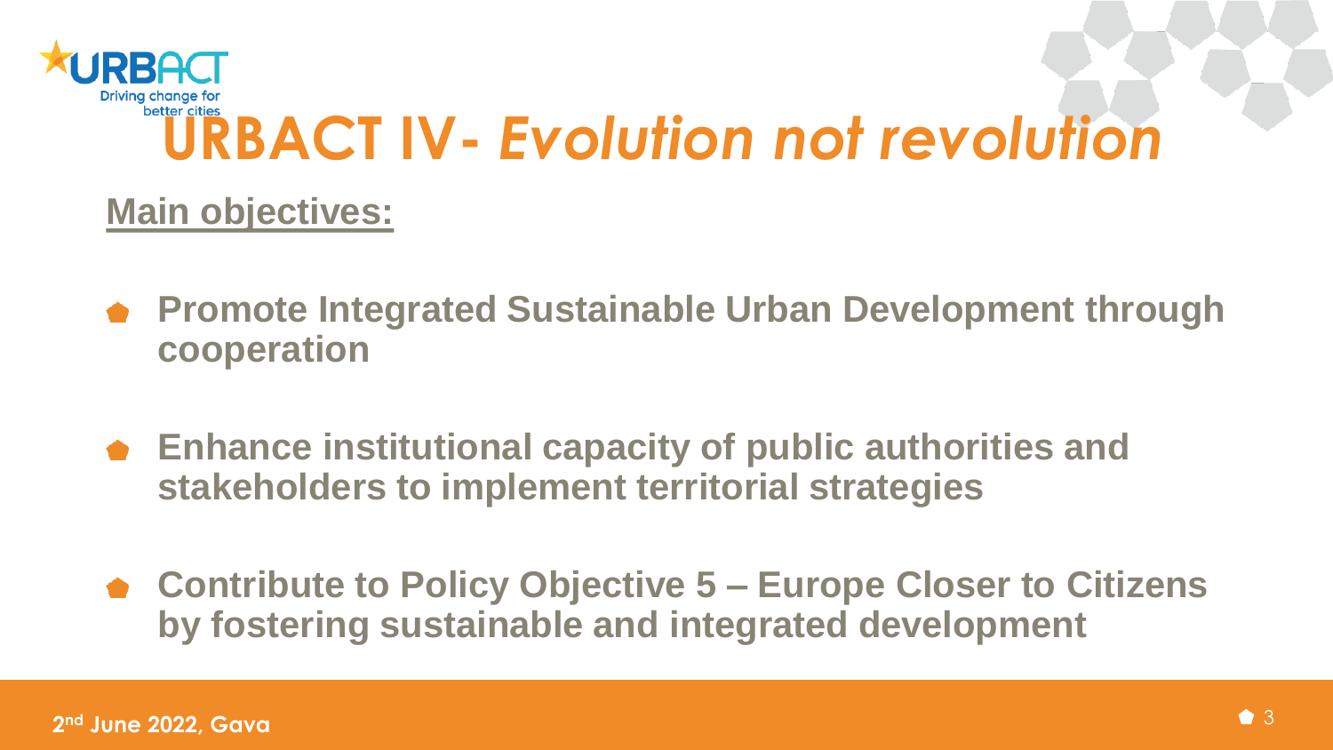# URBACT IV- *Evolution not revolution*

**Main objectives:**

- **Promote Integrated Sustainable Urban Development through cooperation**
- **Enhance institutional capacity of public authorities and stakeholders to implement territorial strategies**
- **Contribute to Policy Objective 5 – Europe Closer to Citizens by fostering sustainable and integrated development**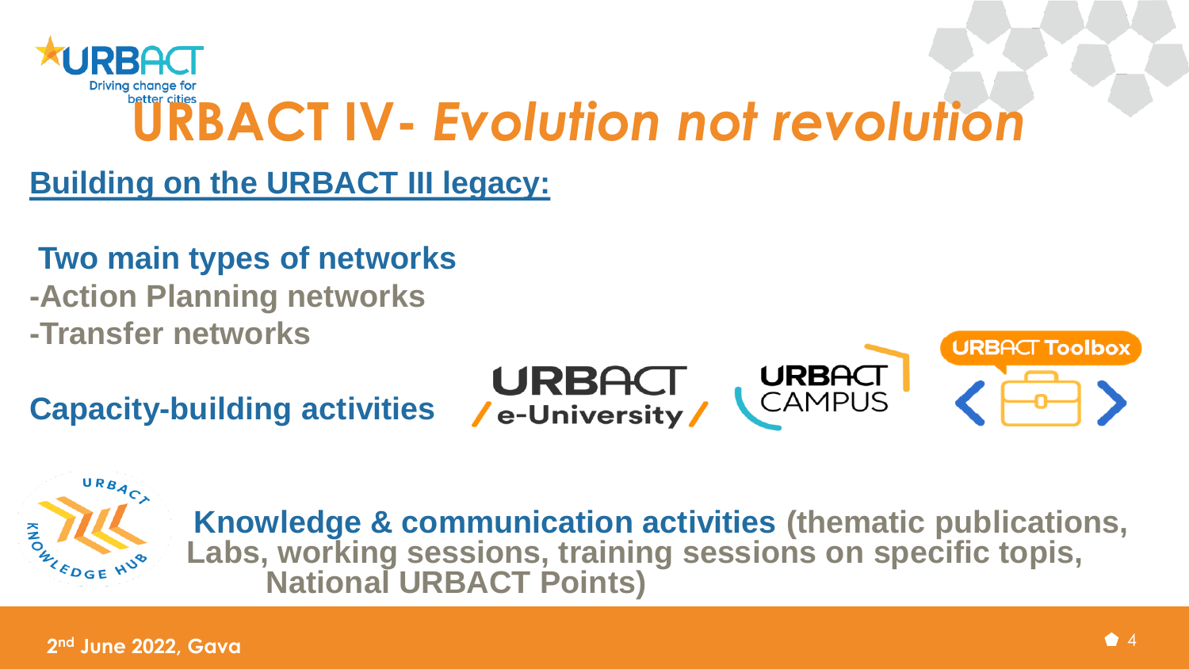# URBACT IV- *Evolution not revolution*

**Building on the URBACT III legacy:**

**Two main types of networks**

**-Action Planning networks**

**-Transfer networks**

**Capacity-building activities**

**Knowledge & communication activities (thematic publications, Labs, working sessions, training sessions on specific topis, National URBACT Points)**

**2nd June 2022, Gava**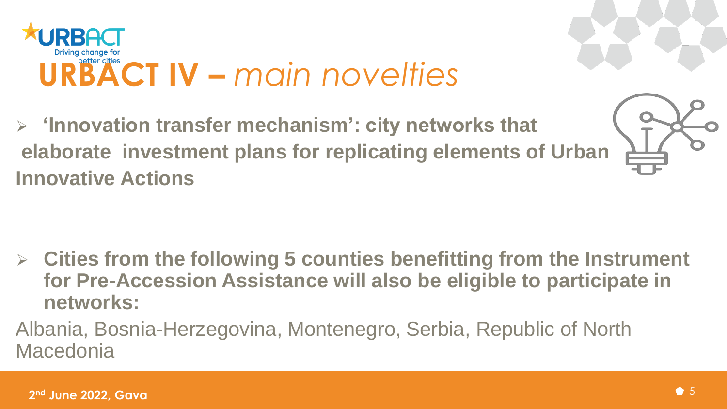# URBACT IV – *main novelties*

- **'Innovation transfer mechanism': city networks that elaborate investment plans for replicating elements of Urban Innovative Actions**

- **Cities from the following 5 counties benefitting from the Instrument for Pre-Accession Assistance will also be eligible to participate in networks:**

Albania, Bosnia-Herzegovina, Montenegro, Serbia, Republic of North Macedonia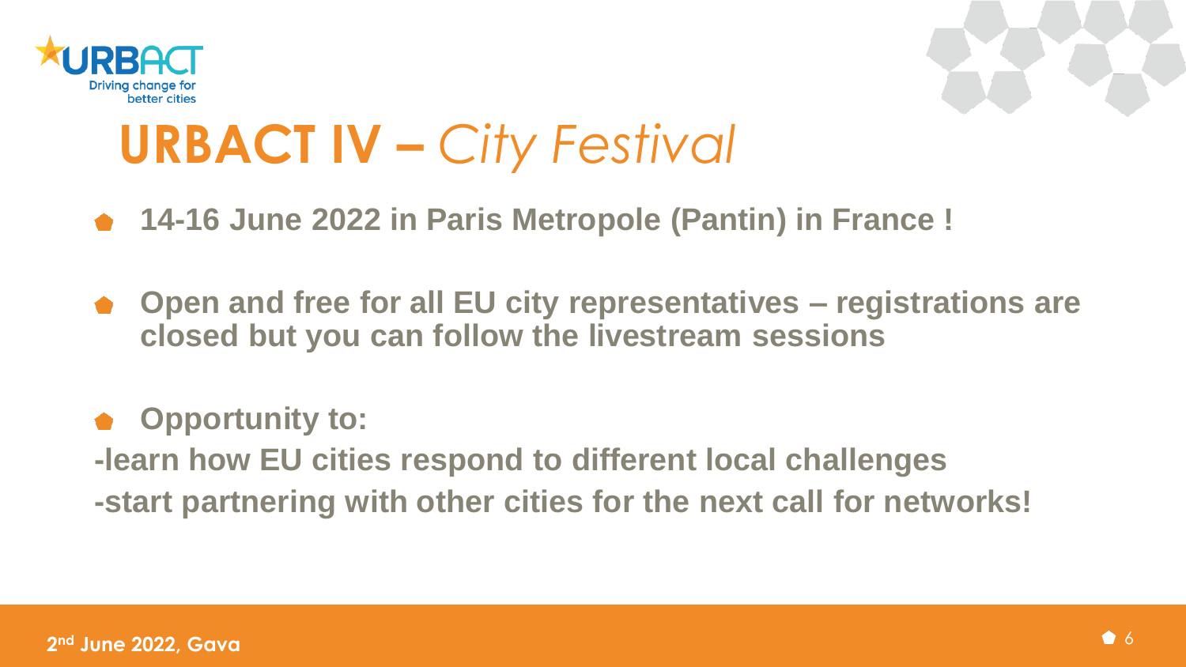# URBACT IV – *City Festival*

- **14-16 June 2022 in Paris Metropole (Pantin) in France !**
- **Open and free for all EU city representatives – registrations are closed but you can follow the livestream sessions**
- **Opportunity to:**

**-learn how EU cities respond to different local challenges**

**-start partnering with other cities for the next call for networks!**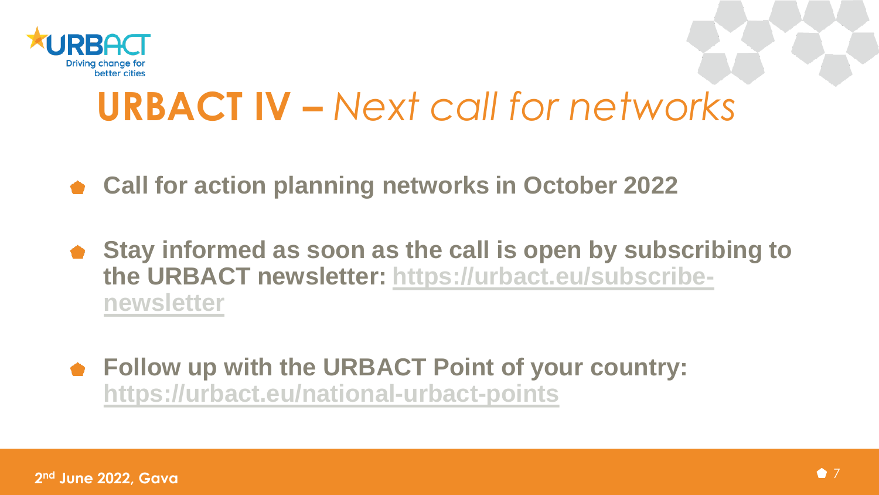# URBACT IV – *Next call for networks*

- **Call for action planning networks in October 2022**
- **Stay informed as soon as the call is open by subscribing to the URBACT newsletter: https://urbact.eu/subscribe-newsletter**
- **Follow up with the URBACT Point of your country: https://urbact.eu/national-urbact-points**

**2nd June 2022, Gava**